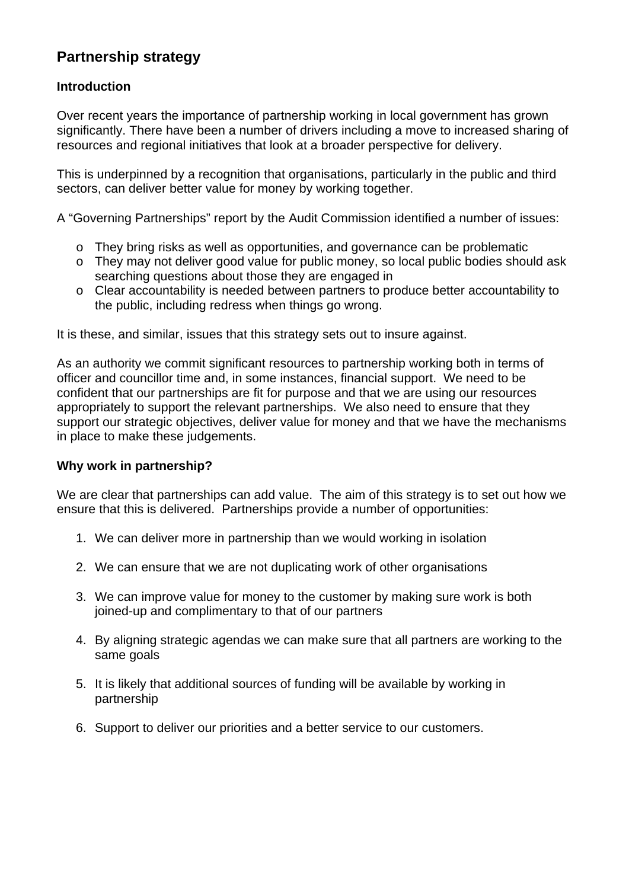# Partnership strategy

## Introduction

Over recent years the importance of partnership working in local government has grown significantly. There have been a number of drivers including a move to increased sharing of resources and regional initiatives that look at a broader perspective for delivery.

This is underpinned by a recognition that organisations, particularly in the public and third sectors, can deliver better value for money by working together.

A "Governing Partnerships" report by the Audit Commission identified a number of issues:

- They bring risks as well as opportunities, and governance can be problematic
- They may not deliver good value for public money, so local public bodies should ask searching questions about those they are engaged in
- Clear accountability is needed between partners to produce better accountability to the public, including redress when things go wrong.

It is these, and similar, issues that this strategy sets out to insure against.

As an authority we commit significant resources to partnership working both in terms of officer and councillor time and, in some instances, financial support. We need to be confident that our partnerships are fit for purpose and that we are using our resources appropriately to support the relevant partnerships. We also need to ensure that they support our strategic objectives, deliver value for money and that we have the mechanisms in place to make these judgements.

## Why work in partnership?

We are clear that partnerships can add value. The aim of this strategy is to set out how we ensure that this is delivered. Partnerships provide a number of opportunities:

1. We can deliver more in partnership than we would working in isolation
2. We can ensure that we are not duplicating work of other organisations
3. We can improve value for money to the customer by making sure work is both joined-up and complimentary to that of our partners
4. By aligning strategic agendas we can make sure that all partners are working to the same goals
5. It is likely that additional sources of funding will be available by working in partnership
6. Support to deliver our priorities and a better service to our customers.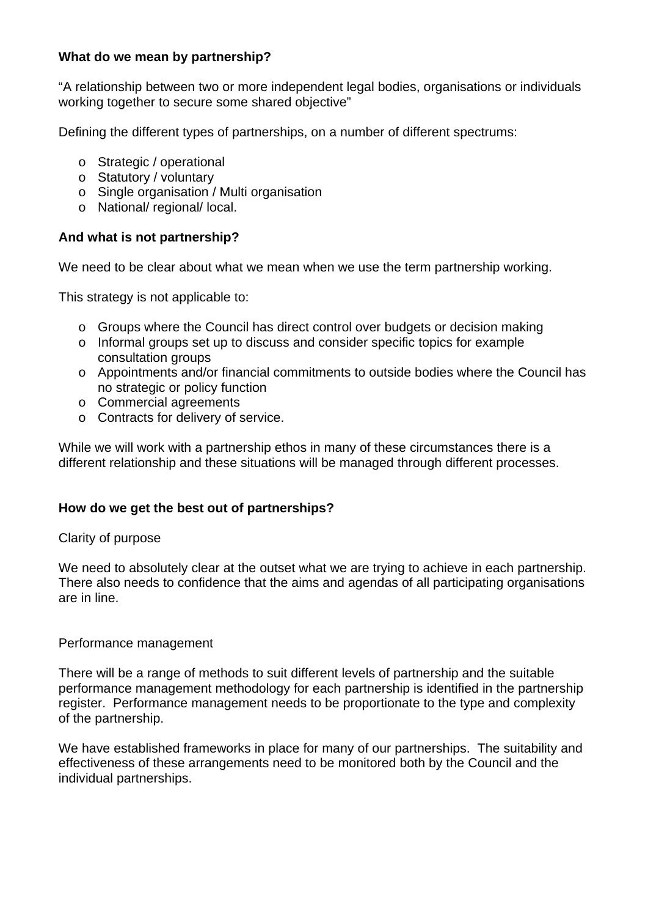**What do we mean by partnership?**

"A relationship between two or more independent legal bodies, organisations or individuals working together to secure some shared objective"

Defining the different types of partnerships, on a number of different spectrums:

- Strategic / operational
- Statutory / voluntary
- Single organisation / Multi organisation
- National/ regional/ local.

**And what is not partnership?**

We need to be clear about what we mean when we use the term partnership working.

This strategy is not applicable to:

- Groups where the Council has direct control over budgets or decision making
- Informal groups set up to discuss and consider specific topics for example consultation groups
- Appointments and/or financial commitments to outside bodies where the Council has no strategic or policy function
- Commercial agreements
- Contracts for delivery of service.

While we will work with a partnership ethos in many of these circumstances there is a different relationship and these situations will be managed through different processes.

**How do we get the best out of partnerships?**

Clarity of purpose

We need to absolutely clear at the outset what we are trying to achieve in each partnership. There also needs to confidence that the aims and agendas of all participating organisations are in line.

Performance management

There will be a range of methods to suit different levels of partnership and the suitable performance management methodology for each partnership is identified in the partnership register. Performance management needs to be proportionate to the type and complexity of the partnership.

We have established frameworks in place for many of our partnerships. The suitability and effectiveness of these arrangements need to be monitored both by the Council and the individual partnerships.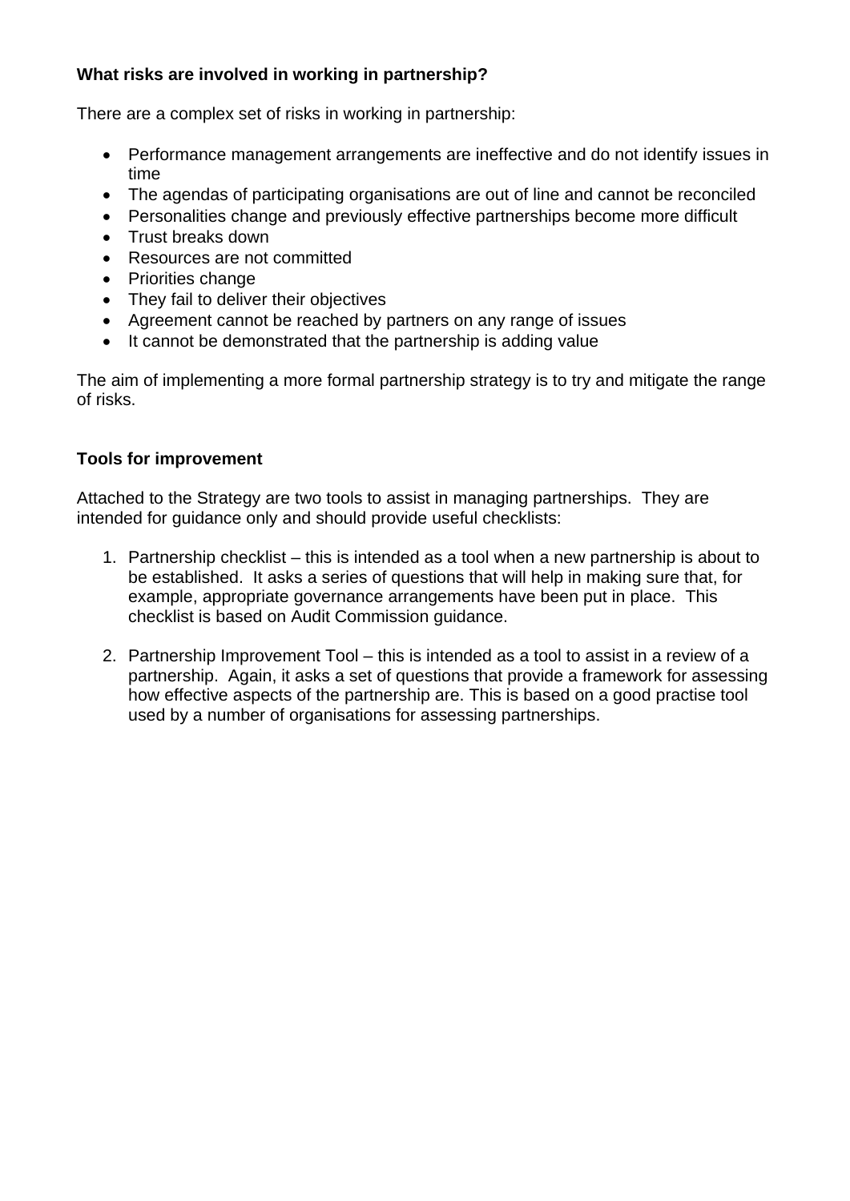**What risks are involved in working in partnership?**

There are a complex set of risks in working in partnership:

- Performance management arrangements are ineffective and do not identify issues in time
- The agendas of participating organisations are out of line and cannot be reconciled
- Personalities change and previously effective partnerships become more difficult
- Trust breaks down
- Resources are not committed
- Priorities change
- They fail to deliver their objectives
- Agreement cannot be reached by partners on any range of issues
- It cannot be demonstrated that the partnership is adding value

The aim of implementing a more formal partnership strategy is to try and mitigate the range of risks.

**Tools for improvement**

Attached to the Strategy are two tools to assist in managing partnerships. They are intended for guidance only and should provide useful checklists:

1. Partnership checklist – this is intended as a tool when a new partnership is about to be established. It asks a series of questions that will help in making sure that, for example, appropriate governance arrangements have been put in place. This checklist is based on Audit Commission guidance.

2. Partnership Improvement Tool – this is intended as a tool to assist in a review of a partnership. Again, it asks a set of questions that provide a framework for assessing how effective aspects of the partnership are. This is based on a good practise tool used by a number of organisations for assessing partnerships.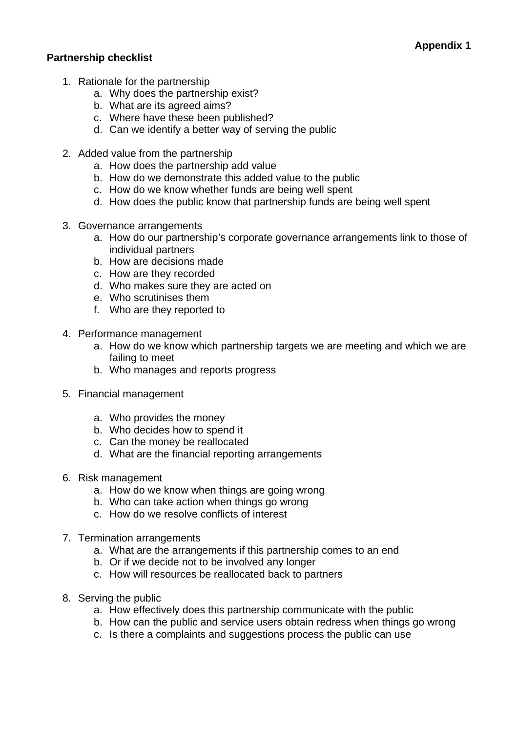**Appendix 1**

**Partnership checklist**

1. Rationale for the partnership
    a. Why does the partnership exist?
    b. What are its agreed aims?
    c. Where have these been published?
    d. Can we identify a better way of serving the public

2. Added value from the partnership
    a. How does the partnership add value
    b. How do we demonstrate this added value to the public
    c. How do we know whether funds are being well spent
    d. How does the public know that partnership funds are being well spent

3. Governance arrangements
    a. How do our partnership's corporate governance arrangements link to those of individual partners
    b. How are decisions made
    c. How are they recorded
    d. Who makes sure they are acted on
    e. Who scrutinises them
    f. Who are they reported to

4. Performance management
    a. How do we know which partnership targets we are meeting and which we are failing to meet
    b. Who manages and reports progress

5. Financial management
    a. Who provides the money
    b. Who decides how to spend it
    c. Can the money be reallocated
    d. What are the financial reporting arrangements

6. Risk management
    a. How do we know when things are going wrong
    b. Who can take action when things go wrong
    c. How do we resolve conflicts of interest

7. Termination arrangements
    a. What are the arrangements if this partnership comes to an end
    b. Or if we decide not to be involved any longer
    c. How will resources be reallocated back to partners

8. Serving the public
    a. How effectively does this partnership communicate with the public
    b. How can the public and service users obtain redress when things go wrong
    c. Is there a complaints and suggestions process the public can use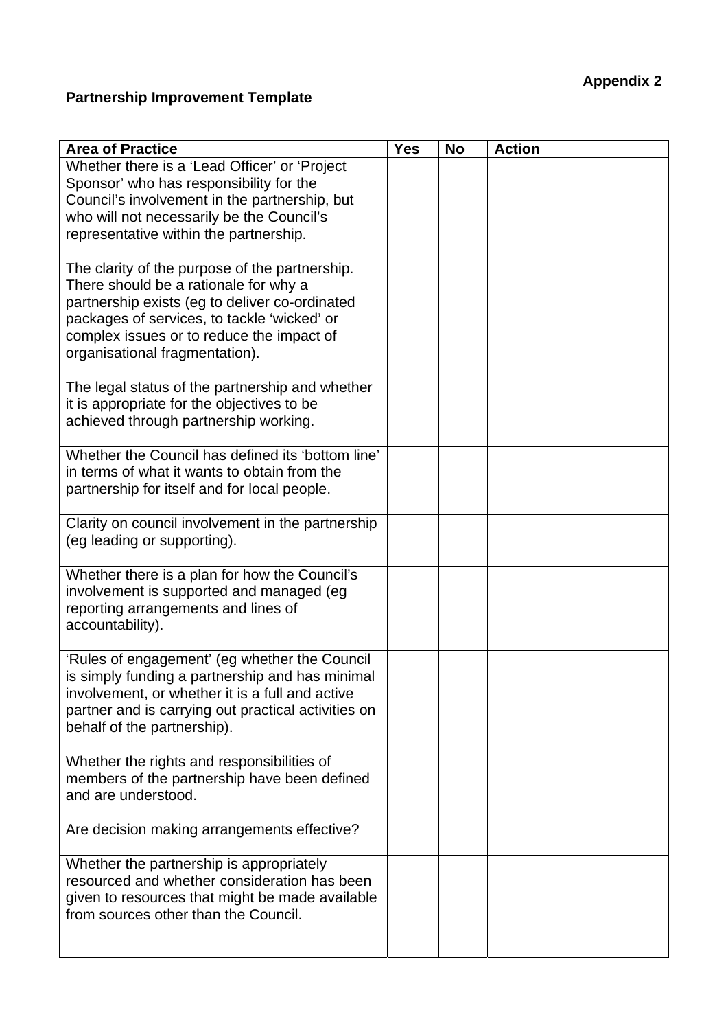**Appendix 2**

**Partnership Improvement Template**

| Area of Practice | Yes | No | Action |
|---|---|---|---|
| Whether there is a 'Lead Officer' or 'Project Sponsor' who has responsibility for the Council's involvement in the partnership, but who will not necessarily be the Council's representative within the partnership. | | | |
| The clarity of the purpose of the partnership. There should be a rationale for why a partnership exists (eg to deliver co-ordinated packages of services, to tackle 'wicked' or complex issues or to reduce the impact of organisational fragmentation). | | | |
| The legal status of the partnership and whether it is appropriate for the objectives to be achieved through partnership working. | | | |
| Whether the Council has defined its 'bottom line' in terms of what it wants to obtain from the partnership for itself and for local people. | | | |
| Clarity on council involvement in the partnership (eg leading or supporting). | | | |
| Whether there is a plan for how the Council's involvement is supported and managed (eg reporting arrangements and lines of accountability). | | | |
| 'Rules of engagement' (eg whether the Council is simply funding a partnership and has minimal involvement, or whether it is a full and active partner and is carrying out practical activities on behalf of the partnership). | | | |
| Whether the rights and responsibilities of members of the partnership have been defined and are understood. | | | |
| Are decision making arrangements effective? | | | |
| Whether the partnership is appropriately resourced and whether consideration has been given to resources that might be made available from sources other than the Council. | | | |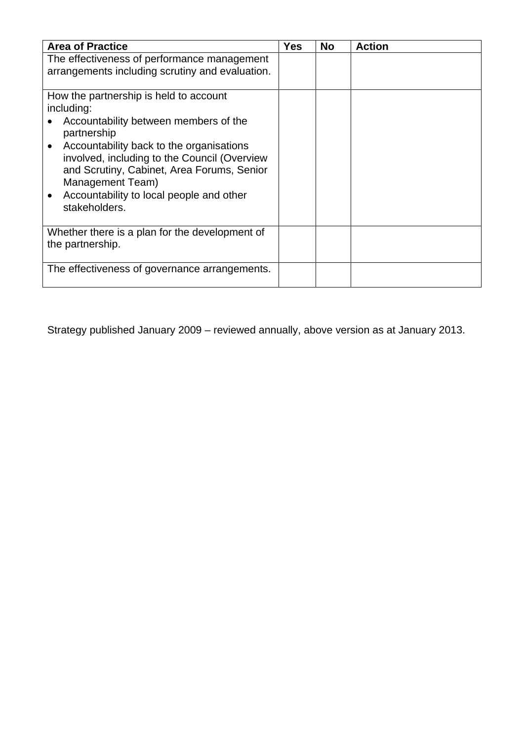| Area of Practice | Yes | No | Action |
|---|---|---|---|
| The effectiveness of performance management arrangements including scrutiny and evaluation. | | | |
| How the partnership is held to account including:<br>• Accountability between members of the partnership<br>• Accountability back to the organisations involved, including to the Council (Overview and Scrutiny, Cabinet, Area Forums, Senior Management Team)<br>• Accountability to local people and other stakeholders. | | | |
| Whether there is a plan for the development of the partnership. | | | |
| The effectiveness of governance arrangements. | | | |

Strategy published January 2009 – reviewed annually, above version as at January 2013.